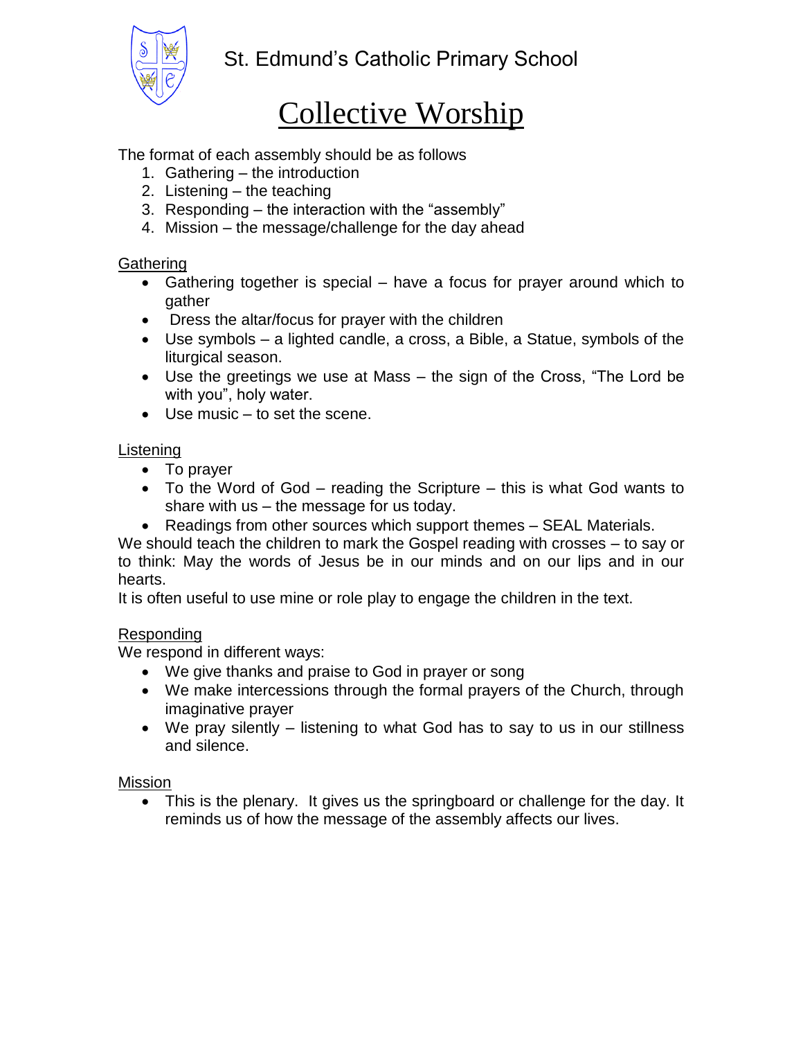St. Edmund's Catholic Primary School

# Collective Worship

The format of each assembly should be as follows

1. Gathering – the introduction
2. Listening – the teaching
3. Responding – the interaction with the "assembly"
4. Mission – the message/challenge for the day ahead

## Gathering

- Gathering together is special – have a focus for prayer around which to gather
- Dress the altar/focus for prayer with the children
- Use symbols – a lighted candle, a cross, a Bible, a Statue, symbols of the liturgical season.
- Use the greetings we use at Mass – the sign of the Cross, "The Lord be with you", holy water.
- Use music – to set the scene.

## Listening

- To prayer
- To the Word of God – reading the Scripture – this is what God wants to share with us – the message for us today.
- Readings from other sources which support themes – SEAL Materials.

We should teach the children to mark the Gospel reading with crosses – to say or to think: May the words of Jesus be in our minds and on our lips and in our hearts.

It is often useful to use mine or role play to engage the children in the text.

## Responding

We respond in different ways:

- We give thanks and praise to God in prayer or song
- We make intercessions through the formal prayers of the Church, through imaginative prayer
- We pray silently – listening to what God has to say to us in our stillness and silence.

## Mission

- This is the plenary. It gives us the springboard or challenge for the day. It reminds us of how the message of the assembly affects our lives.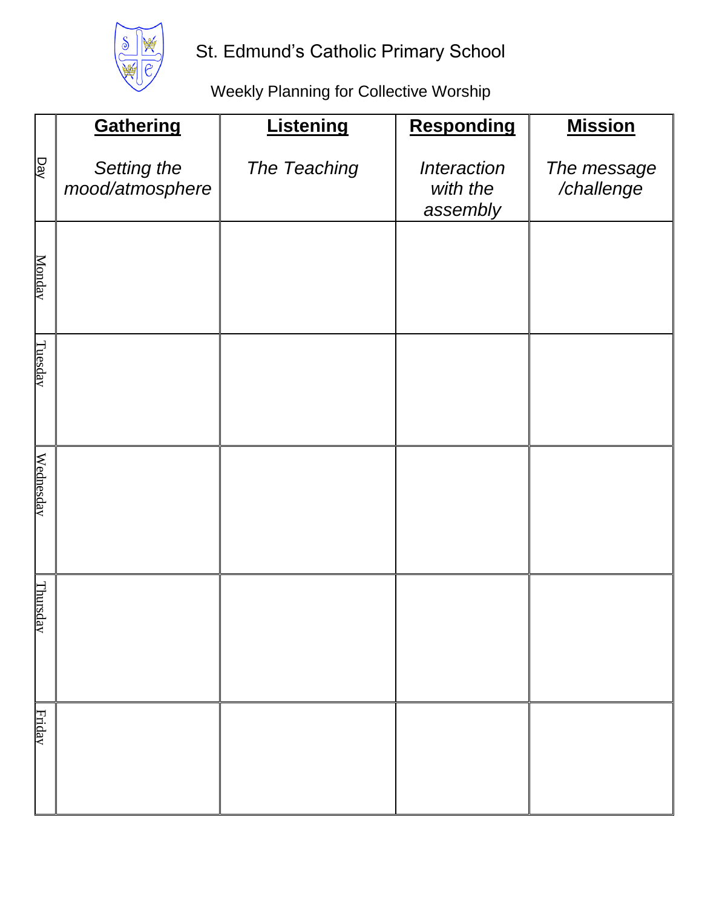St. Edmund's Catholic Primary School

Weekly Planning for Collective Worship

| Day | **Gathering**<br><br>*Setting the mood/atmosphere* | **Listening**<br><br>*The Teaching* | **Responding**<br><br>*Interaction with the assembly* | **Mission**<br><br>*The message /challenge* |
|---|---|---|---|---|
| Monday | | | | |
| Tuesday | | | | |
| Wednesday | | | | |
| Thursday | | | | |
| Friday | | | | |